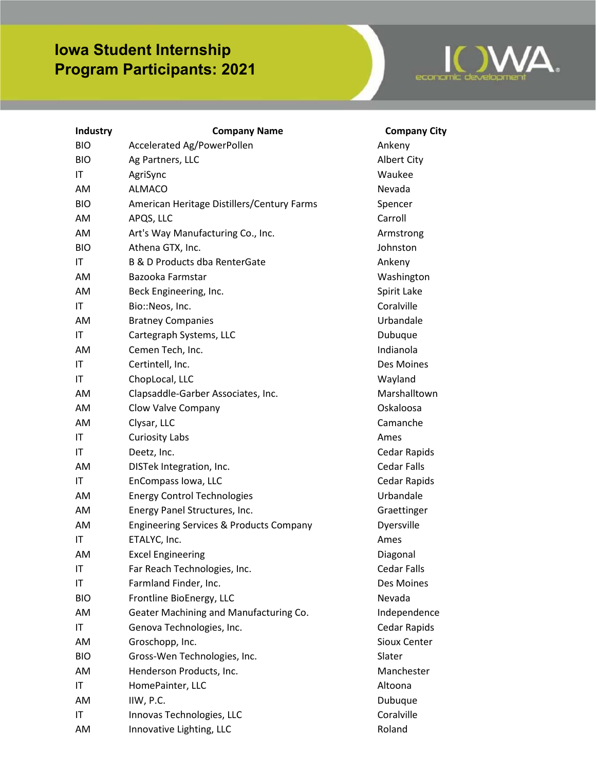# Iowa Student Internship Program Participants: 2021

| Industry | Company Name | Company City |
|---|---|---|
| BIO | Accelerated Ag/PowerPollen | Ankeny |
| BIO | Ag Partners, LLC | Albert City |
| IT | AgriSync | Waukee |
| AM | ALMACO | Nevada |
| BIO | American Heritage Distillers/Century Farms | Spencer |
| AM | APQS, LLC | Carroll |
| AM | Art's Way Manufacturing Co., Inc. | Armstrong |
| BIO | Athena GTX, Inc. | Johnston |
| IT | B & D Products dba RenterGate | Ankeny |
| AM | Bazooka Farmstar | Washington |
| AM | Beck Engineering, Inc. | Spirit Lake |
| IT | Bio::Neos, Inc. | Coralville |
| AM | Bratney Companies | Urbandale |
| IT | Cartegraph Systems, LLC | Dubuque |
| AM | Cemen Tech, Inc. | Indianola |
| IT | Certintell, Inc. | Des Moines |
| IT | ChopLocal, LLC | Wayland |
| AM | Clapsaddle-Garber Associates, Inc. | Marshalltown |
| AM | Clow Valve Company | Oskaloosa |
| AM | Clysar, LLC | Camanche |
| IT | Curiosity Labs | Ames |
| IT | Deetz, Inc. | Cedar Rapids |
| AM | DISTek Integration, Inc. | Cedar Falls |
| IT | EnCompass Iowa, LLC | Cedar Rapids |
| AM | Energy Control Technologies | Urbandale |
| AM | Energy Panel Structures, Inc. | Graettinger |
| AM | Engineering Services & Products Company | Dyersville |
| IT | ETALYC, Inc. | Ames |
| AM | Excel Engineering | Diagonal |
| IT | Far Reach Technologies, Inc. | Cedar Falls |
| IT | Farmland Finder, Inc. | Des Moines |
| BIO | Frontline BioEnergy, LLC | Nevada |
| AM | Geater Machining and Manufacturing Co. | Independence |
| IT | Genova Technologies, Inc. | Cedar Rapids |
| AM | Groschopp, Inc. | Sioux Center |
| BIO | Gross-Wen Technologies, Inc. | Slater |
| AM | Henderson Products, Inc. | Manchester |
| IT | HomePainter, LLC | Altoona |
| AM | IIW, P.C. | Dubuque |
| IT | Innovas Technologies, LLC | Coralville |
| AM | Innovative Lighting, LLC | Roland |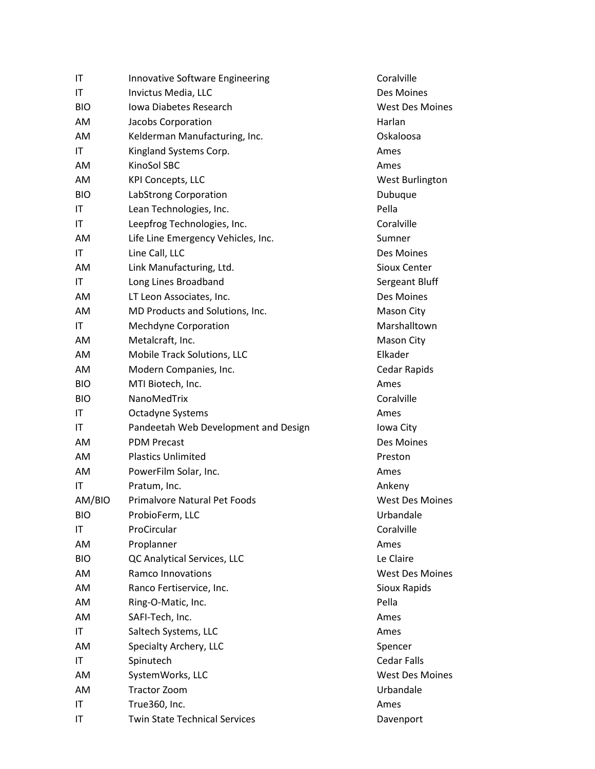| | | |
|---|---|---|
| IT | Innovative Software Engineering | Coralville |
| IT | Invictus Media, LLC | Des Moines |
| BIO | Iowa Diabetes Research | West Des Moines |
| AM | Jacobs Corporation | Harlan |
| AM | Kelderman Manufacturing, Inc. | Oskaloosa |
| IT | Kingland Systems Corp. | Ames |
| AM | KinoSol SBC | Ames |
| AM | KPI Concepts, LLC | West Burlington |
| BIO | LabStrong Corporation | Dubuque |
| IT | Lean Technologies, Inc. | Pella |
| IT | Leepfrog Technologies, Inc. | Coralville |
| AM | Life Line Emergency Vehicles, Inc. | Sumner |
| IT | Line Call, LLC | Des Moines |
| AM | Link Manufacturing, Ltd. | Sioux Center |
| IT | Long Lines Broadband | Sergeant Bluff |
| AM | LT Leon Associates, Inc. | Des Moines |
| AM | MD Products and Solutions, Inc. | Mason City |
| IT | Mechdyne Corporation | Marshalltown |
| AM | Metalcraft, Inc. | Mason City |
| AM | Mobile Track Solutions, LLC | Elkader |
| AM | Modern Companies, Inc. | Cedar Rapids |
| BIO | MTI Biotech, Inc. | Ames |
| BIO | NanoMedTrix | Coralville |
| IT | Octadyne Systems | Ames |
| IT | Pandeetah Web Development and Design | Iowa City |
| AM | PDM Precast | Des Moines |
| AM | Plastics Unlimited | Preston |
| AM | PowerFilm Solar, Inc. | Ames |
| IT | Pratum, Inc. | Ankeny |
| AM/BIO | Primalvore Natural Pet Foods | West Des Moines |
| BIO | ProbioFerm, LLC | Urbandale |
| IT | ProCircular | Coralville |
| AM | Proplanner | Ames |
| BIO | QC Analytical Services, LLC | Le Claire |
| AM | Ramco Innovations | West Des Moines |
| AM | Ranco Fertiservice, Inc. | Sioux Rapids |
| AM | Ring-O-Matic, Inc. | Pella |
| AM | SAFI-Tech, Inc. | Ames |
| IT | Saltech Systems, LLC | Ames |
| AM | Specialty Archery, LLC | Spencer |
| IT | Spinutech | Cedar Falls |
| AM | SystemWorks, LLC | West Des Moines |
| AM | Tractor Zoom | Urbandale |
| IT | True360, Inc. | Ames |
| IT | Twin State Technical Services | Davenport |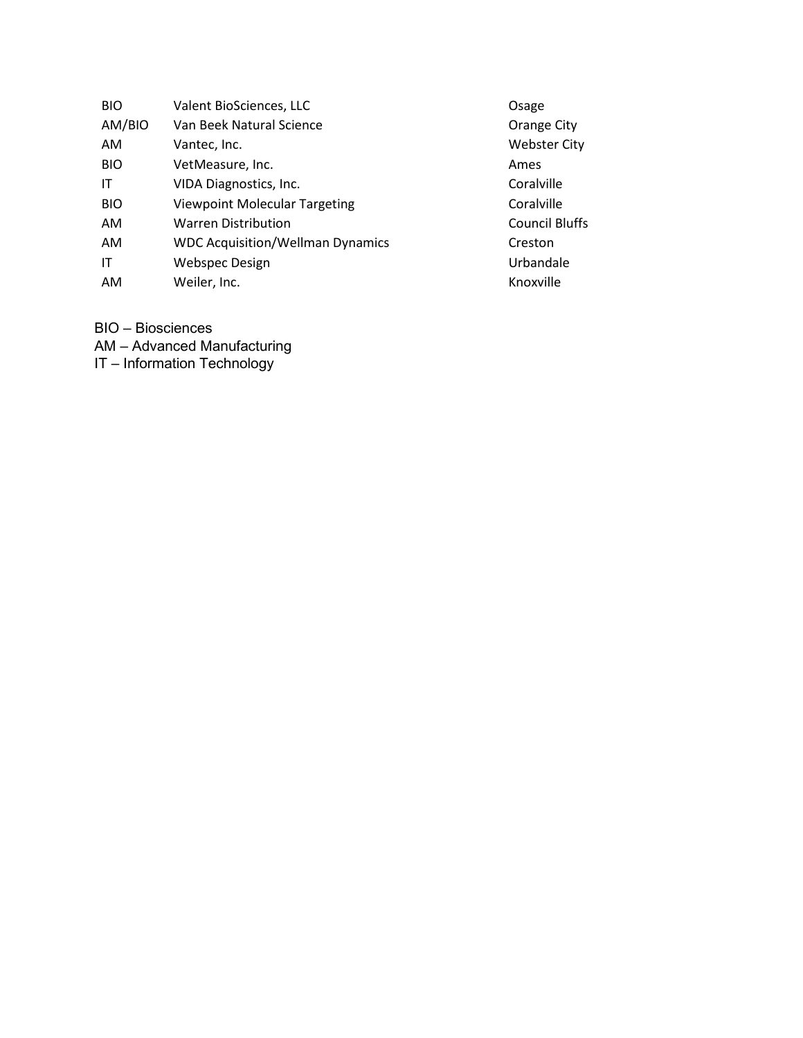| | | |
|---|---|---|
| BIO | Valent BioSciences, LLC | Osage |
| AM/BIO | Van Beek Natural Science | Orange City |
| AM | Vantec, Inc. | Webster City |
| BIO | VetMeasure, Inc. | Ames |
| IT | VIDA Diagnostics, Inc. | Coralville |
| BIO | Viewpoint Molecular Targeting | Coralville |
| AM | Warren Distribution | Council Bluffs |
| AM | WDC Acquisition/Wellman Dynamics | Creston |
| IT | Webspec Design | Urbandale |
| AM | Weiler, Inc. | Knoxville |

BIO – Biosciences
AM – Advanced Manufacturing
IT – Information Technology